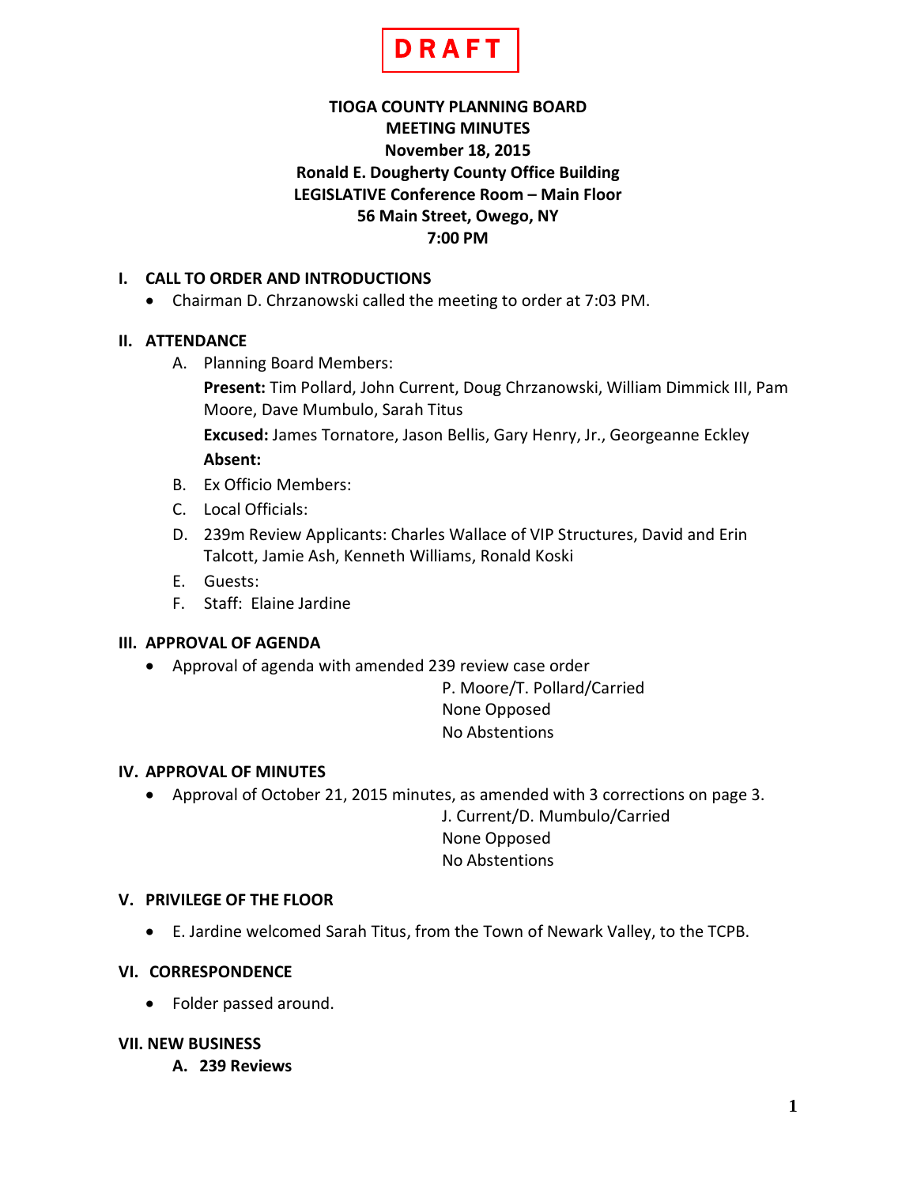**DRAFT**

# TIOGA COUNTY PLANNING BOARD
## MEETING MINUTES
**November 18, 2015**
**Ronald E. Dougherty County Office Building**
**LEGISLATIVE Conference Room – Main Floor**
**56 Main Street, Owego, NY**
**7:00 PM**

## I. CALL TO ORDER AND INTRODUCTIONS

- Chairman D. Chrzanowski called the meeting to order at 7:03 PM.

## II. ATTENDANCE

A. Planning Board Members:

**Present:** Tim Pollard, John Current, Doug Chrzanowski, William Dimmick III, Pam Moore, Dave Mumbulo, Sarah Titus

**Excused:** James Tornatore, Jason Bellis, Gary Henry, Jr., Georgeanne Eckley

**Absent:**

B. Ex Officio Members:

C. Local Officials:

D. 239m Review Applicants: Charles Wallace of VIP Structures, David and Erin Talcott, Jamie Ash, Kenneth Williams, Ronald Koski

E. Guests:

F. Staff: Elaine Jardine

## III. APPROVAL OF AGENDA

- Approval of agenda with amended 239 review case order

  P. Moore/T. Pollard/Carried
  None Opposed
  No Abstentions

## IV. APPROVAL OF MINUTES

- Approval of October 21, 2015 minutes, as amended with 3 corrections on page 3.

  J. Current/D. Mumbulo/Carried
  None Opposed
  No Abstentions

## V. PRIVILEGE OF THE FLOOR

- E. Jardine welcomed Sarah Titus, from the Town of Newark Valley, to the TCPB.

## VI. CORRESPONDENCE

- Folder passed around.

## VII. NEW BUSINESS

### A. 239 Reviews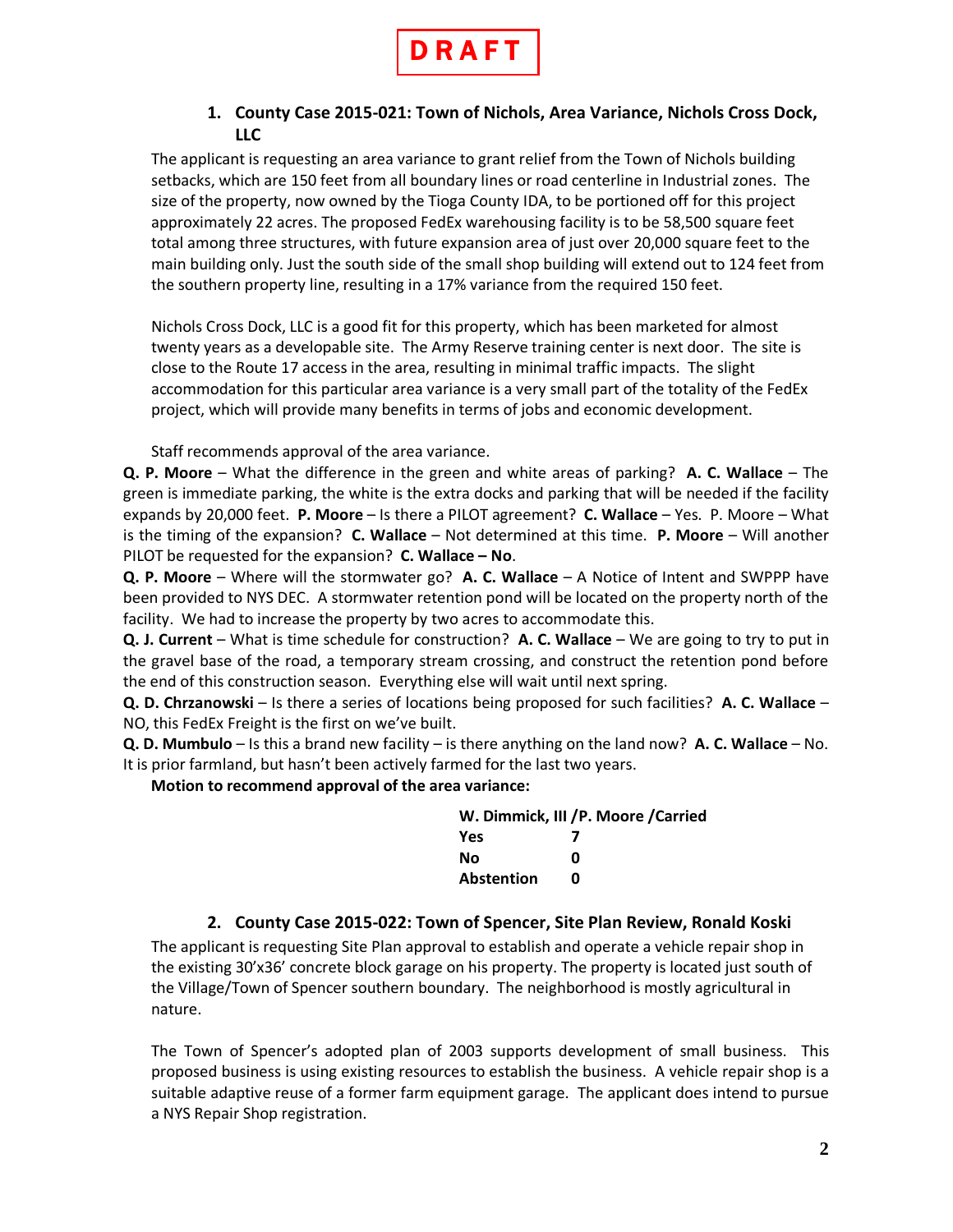**DRAFT**

### 1. County Case 2015-021: Town of Nichols, Area Variance, Nichols Cross Dock, LLC

The applicant is requesting an area variance to grant relief from the Town of Nichols building setbacks, which are 150 feet from all boundary lines or road centerline in Industrial zones. The size of the property, now owned by the Tioga County IDA, to be portioned off for this project approximately 22 acres. The proposed FedEx warehousing facility is to be 58,500 square feet total among three structures, with future expansion area of just over 20,000 square feet to the main building only. Just the south side of the small shop building will extend out to 124 feet from the southern property line, resulting in a 17% variance from the required 150 feet.

Nichols Cross Dock, LLC is a good fit for this property, which has been marketed for almost twenty years as a developable site. The Army Reserve training center is next door. The site is close to the Route 17 access in the area, resulting in minimal traffic impacts. The slight accommodation for this particular area variance is a very small part of the totality of the FedEx project, which will provide many benefits in terms of jobs and economic development.

Staff recommends approval of the area variance.

**Q. P. Moore** – What the difference in the green and white areas of parking? **A. C. Wallace** – The green is immediate parking, the white is the extra docks and parking that will be needed if the facility expands by 20,000 feet. **P. Moore** – Is there a PILOT agreement? **C. Wallace** – Yes. P. Moore – What is the timing of the expansion? **C. Wallace** – Not determined at this time. **P. Moore** – Will another PILOT be requested for the expansion? **C. Wallace – No**.

**Q. P. Moore** – Where will the stormwater go? **A. C. Wallace** – A Notice of Intent and SWPPP have been provided to NYS DEC. A stormwater retention pond will be located on the property north of the facility. We had to increase the property by two acres to accommodate this.

**Q. J. Current** – What is time schedule for construction? **A. C. Wallace** – We are going to try to put in the gravel base of the road, a temporary stream crossing, and construct the retention pond before the end of this construction season. Everything else will wait until next spring.

**Q. D. Chrzanowski** – Is there a series of locations being proposed for such facilities? **A. C. Wallace** – NO, this FedEx Freight is the first on we've built.

**Q. D. Mumbulo** – Is this a brand new facility – is there anything on the land now? **A. C. Wallace** – No. It is prior farmland, but hasn't been actively farmed for the last two years.

**Motion to recommend approval of the area variance:**

| W. Dimmick, III /P. Moore /Carried | |
|---|---|
| **Yes** | **7** |
| **No** | **0** |
| **Abstention** | **0** |

### 2. County Case 2015-022: Town of Spencer, Site Plan Review, Ronald Koski

The applicant is requesting Site Plan approval to establish and operate a vehicle repair shop in the existing 30'x36' concrete block garage on his property. The property is located just south of the Village/Town of Spencer southern boundary. The neighborhood is mostly agricultural in nature.

The Town of Spencer's adopted plan of 2003 supports development of small business. This proposed business is using existing resources to establish the business. A vehicle repair shop is a suitable adaptive reuse of a former farm equipment garage. The applicant does intend to pursue a NYS Repair Shop registration.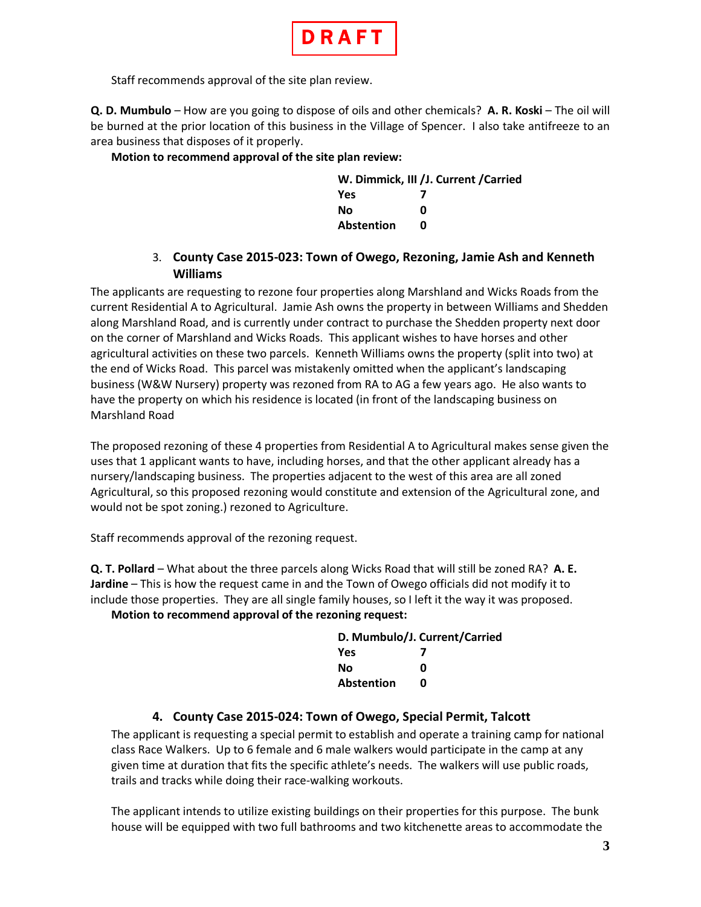DRAFT

Staff recommends approval of the site plan review.

**Q. D. Mumbulo** – How are you going to dispose of oils and other chemicals? **A. R. Koski** – The oil will be burned at the prior location of this business in the Village of Spencer. I also take antifreeze to an area business that disposes of it properly.

**Motion to recommend approval of the site plan review:**

| W. Dimmick, III /J. Current /Carried | |
|---|---|
| Yes | 7 |
| No | 0 |
| Abstention | 0 |

### 3. County Case 2015-023: Town of Owego, Rezoning, Jamie Ash and Kenneth Williams

The applicants are requesting to rezone four properties along Marshland and Wicks Roads from the current Residential A to Agricultural. Jamie Ash owns the property in between Williams and Shedden along Marshland Road, and is currently under contract to purchase the Shedden property next door on the corner of Marshland and Wicks Roads. This applicant wishes to have horses and other agricultural activities on these two parcels. Kenneth Williams owns the property (split into two) at the end of Wicks Road. This parcel was mistakenly omitted when the applicant's landscaping business (W&W Nursery) property was rezoned from RA to AG a few years ago. He also wants to have the property on which his residence is located (in front of the landscaping business on Marshland Road

The proposed rezoning of these 4 properties from Residential A to Agricultural makes sense given the uses that 1 applicant wants to have, including horses, and that the other applicant already has a nursery/landscaping business. The properties adjacent to the west of this area are all zoned Agricultural, so this proposed rezoning would constitute and extension of the Agricultural zone, and would not be spot zoning.) rezoned to Agriculture.

Staff recommends approval of the rezoning request.

**Q. T. Pollard** – What about the three parcels along Wicks Road that will still be zoned RA? **A. E. Jardine** – This is how the request came in and the Town of Owego officials did not modify it to include those properties. They are all single family houses, so I left it the way it was proposed.

**Motion to recommend approval of the rezoning request:**

| D. Mumbulo/J. Current/Carried | |
|---|---|
| Yes | 7 |
| No | 0 |
| Abstention | 0 |

### 4. County Case 2015-024: Town of Owego, Special Permit, Talcott

The applicant is requesting a special permit to establish and operate a training camp for national class Race Walkers. Up to 6 female and 6 male walkers would participate in the camp at any given time at duration that fits the specific athlete's needs. The walkers will use public roads, trails and tracks while doing their race-walking workouts.

The applicant intends to utilize existing buildings on their properties for this purpose. The bunk house will be equipped with two full bathrooms and two kitchenette areas to accommodate the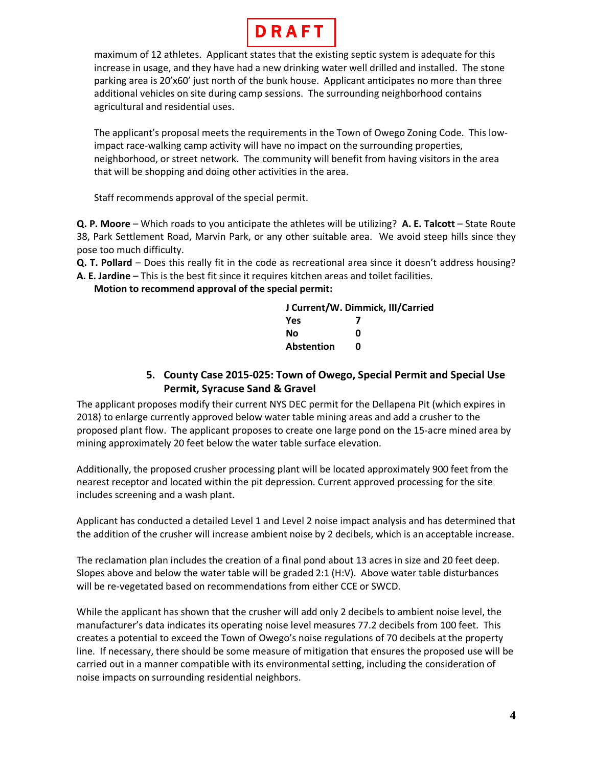DRAFT

maximum of 12 athletes. Applicant states that the existing septic system is adequate for this increase in usage, and they have had a new drinking water well drilled and installed. The stone parking area is 20'x60' just north of the bunk house. Applicant anticipates no more than three additional vehicles on site during camp sessions. The surrounding neighborhood contains agricultural and residential uses.

The applicant's proposal meets the requirements in the Town of Owego Zoning Code. This low-impact race-walking camp activity will have no impact on the surrounding properties, neighborhood, or street network. The community will benefit from having visitors in the area that will be shopping and doing other activities in the area.

Staff recommends approval of the special permit.

**Q. P. Moore** – Which roads to you anticipate the athletes will be utilizing? **A. E. Talcott** – State Route 38, Park Settlement Road, Marvin Park, or any other suitable area. We avoid steep hills since they pose too much difficulty.
**Q. T. Pollard** – Does this really fit in the code as recreational area since it doesn't address housing? **A. E. Jardine** – This is the best fit since it requires kitchen areas and toilet facilities.

**Motion to recommend approval of the special permit:**

**J Current/W. Dimmick, III/Carried**

| | |
|---|---|
| **Yes** | **7** |
| **No** | **0** |
| **Abstention** | **0** |

### 5. County Case 2015-025: Town of Owego, Special Permit and Special Use Permit, Syracuse Sand & Gravel

The applicant proposes modify their current NYS DEC permit for the Dellapena Pit (which expires in 2018) to enlarge currently approved below water table mining areas and add a crusher to the proposed plant flow. The applicant proposes to create one large pond on the 15-acre mined area by mining approximately 20 feet below the water table surface elevation.

Additionally, the proposed crusher processing plant will be located approximately 900 feet from the nearest receptor and located within the pit depression. Current approved processing for the site includes screening and a wash plant.

Applicant has conducted a detailed Level 1 and Level 2 noise impact analysis and has determined that the addition of the crusher will increase ambient noise by 2 decibels, which is an acceptable increase.

The reclamation plan includes the creation of a final pond about 13 acres in size and 20 feet deep. Slopes above and below the water table will be graded 2:1 (H:V). Above water table disturbances will be re-vegetated based on recommendations from either CCE or SWCD.

While the applicant has shown that the crusher will add only 2 decibels to ambient noise level, the manufacturer's data indicates its operating noise level measures 77.2 decibels from 100 feet. This creates a potential to exceed the Town of Owego's noise regulations of 70 decibels at the property line. If necessary, there should be some measure of mitigation that ensures the proposed use will be carried out in a manner compatible with its environmental setting, including the consideration of noise impacts on surrounding residential neighbors.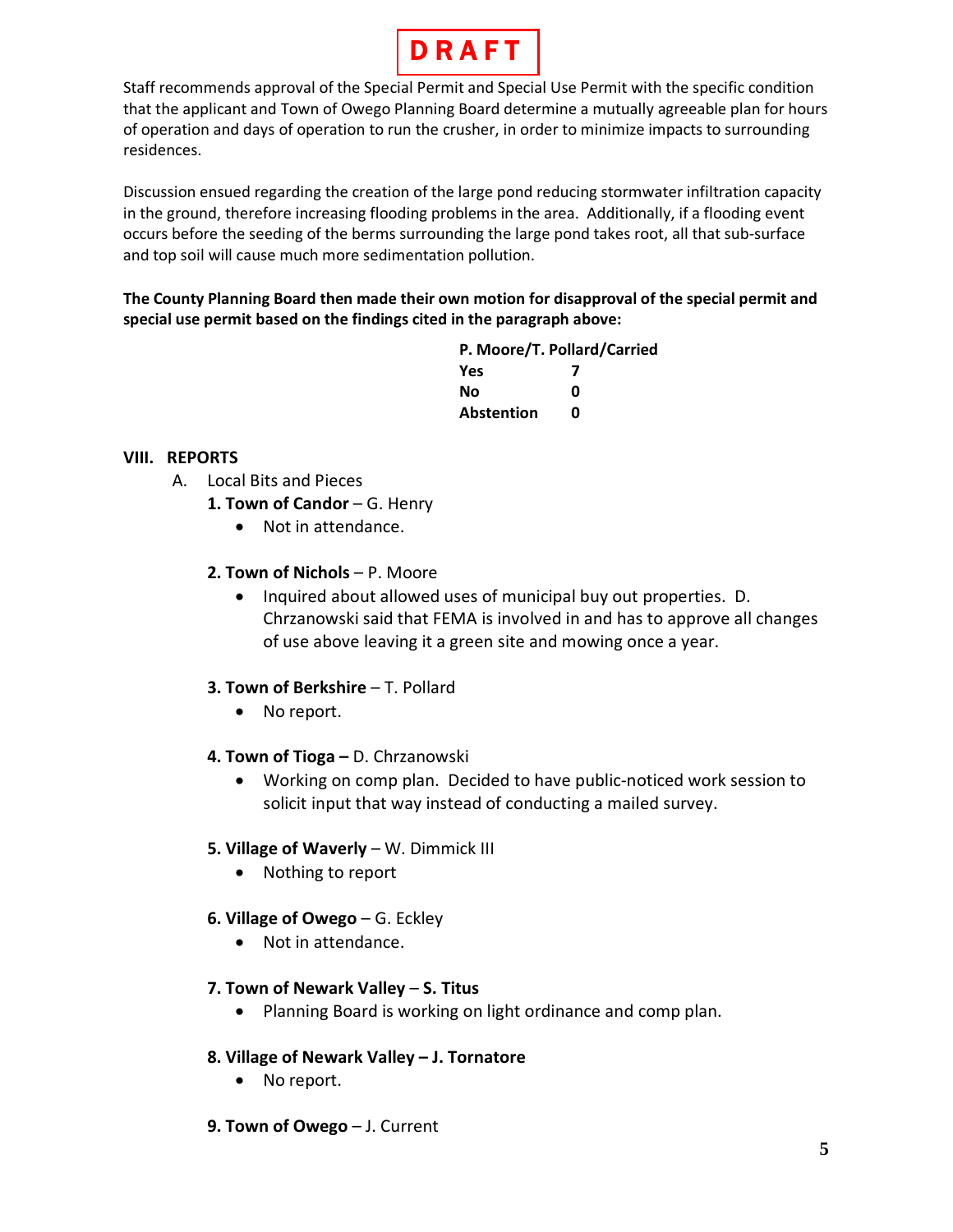**DRAFT**

Staff recommends approval of the Special Permit and Special Use Permit with the specific condition that the applicant and Town of Owego Planning Board determine a mutually agreeable plan for hours of operation and days of operation to run the crusher, in order to minimize impacts to surrounding residences.

Discussion ensued regarding the creation of the large pond reducing stormwater infiltration capacity in the ground, therefore increasing flooding problems in the area. Additionally, if a flooding event occurs before the seeding of the berms surrounding the large pond takes root, all that sub-surface and top soil will cause much more sedimentation pollution.

**The County Planning Board then made their own motion for disapproval of the special permit and special use permit based on the findings cited in the paragraph above:**

**P. Moore/T. Pollard/Carried**

| | |
|---|---|
| **Yes** | **7** |
| **No** | **0** |
| **Abstention** | **0** |

## VIII. REPORTS

A. Local Bits and Pieces

**1. Town of Candor** – G. Henry

- Not in attendance.

**2. Town of Nichols** – P. Moore

- Inquired about allowed uses of municipal buy out properties. D. Chrzanowski said that FEMA is involved in and has to approve all changes of use above leaving it a green site and mowing once a year.

**3. Town of Berkshire** – T. Pollard

- No report.

**4. Town of Tioga –** D. Chrzanowski

- Working on comp plan. Decided to have public-noticed work session to solicit input that way instead of conducting a mailed survey.

**5. Village of Waverly** – W. Dimmick III

- Nothing to report

**6. Village of Owego** – G. Eckley

- Not in attendance.

**7. Town of Newark Valley** – **S. Titus**

- Planning Board is working on light ordinance and comp plan.

**8. Village of Newark Valley – J. Tornatore**

- No report.

**9. Town of Owego** – J. Current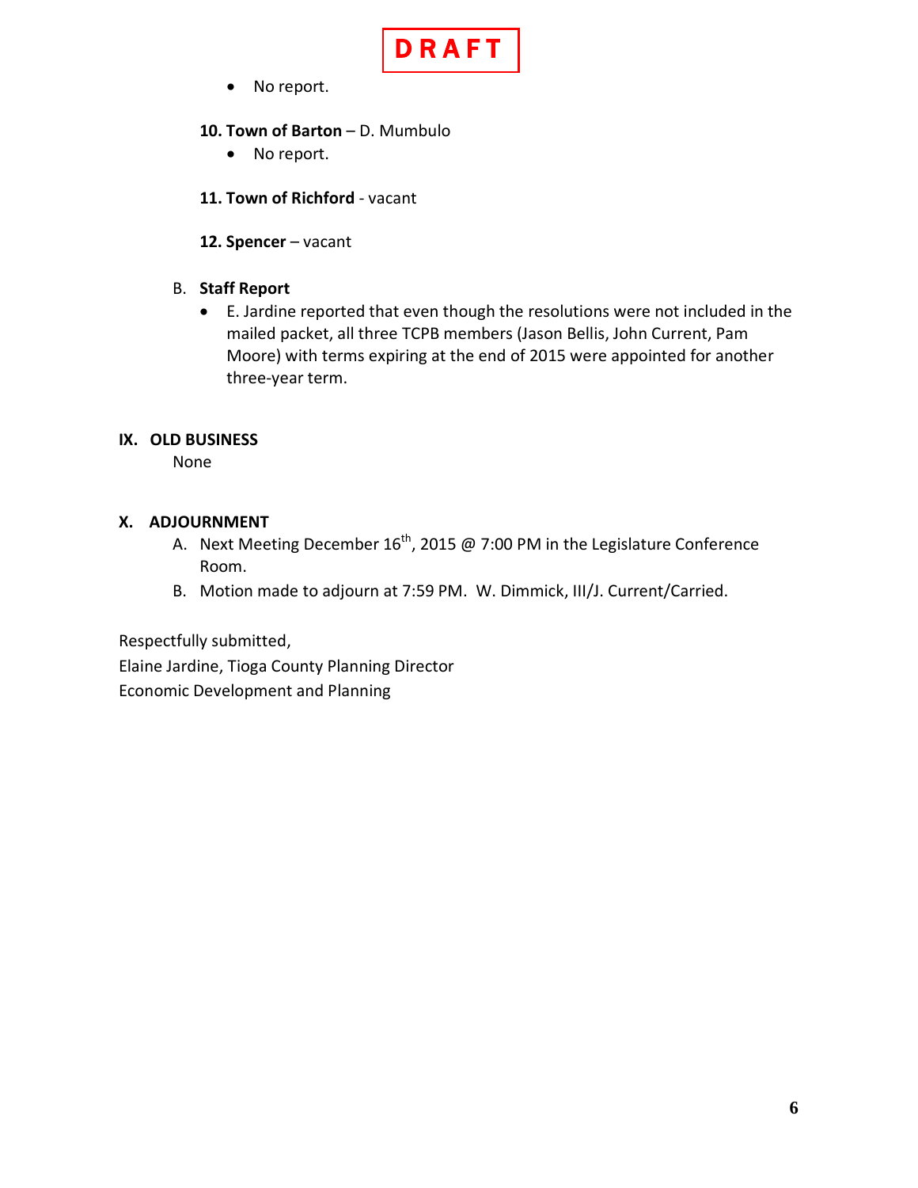**DRAFT**

- No report.

**10. Town of Barton** – D. Mumbulo

- No report.

**11. Town of Richford** - vacant

**12. Spencer** – vacant

B. **Staff Report**

- E. Jardine reported that even though the resolutions were not included in the mailed packet, all three TCPB members (Jason Bellis, John Current, Pam Moore) with terms expiring at the end of 2015 were appointed for another three-year term.

## IX. OLD BUSINESS

None

## X. ADJOURNMENT

A. Next Meeting December 16th, 2015 @ 7:00 PM in the Legislature Conference Room.

B. Motion made to adjourn at 7:59 PM. W. Dimmick, III/J. Current/Carried.

Respectfully submitted,
Elaine Jardine, Tioga County Planning Director
Economic Development and Planning